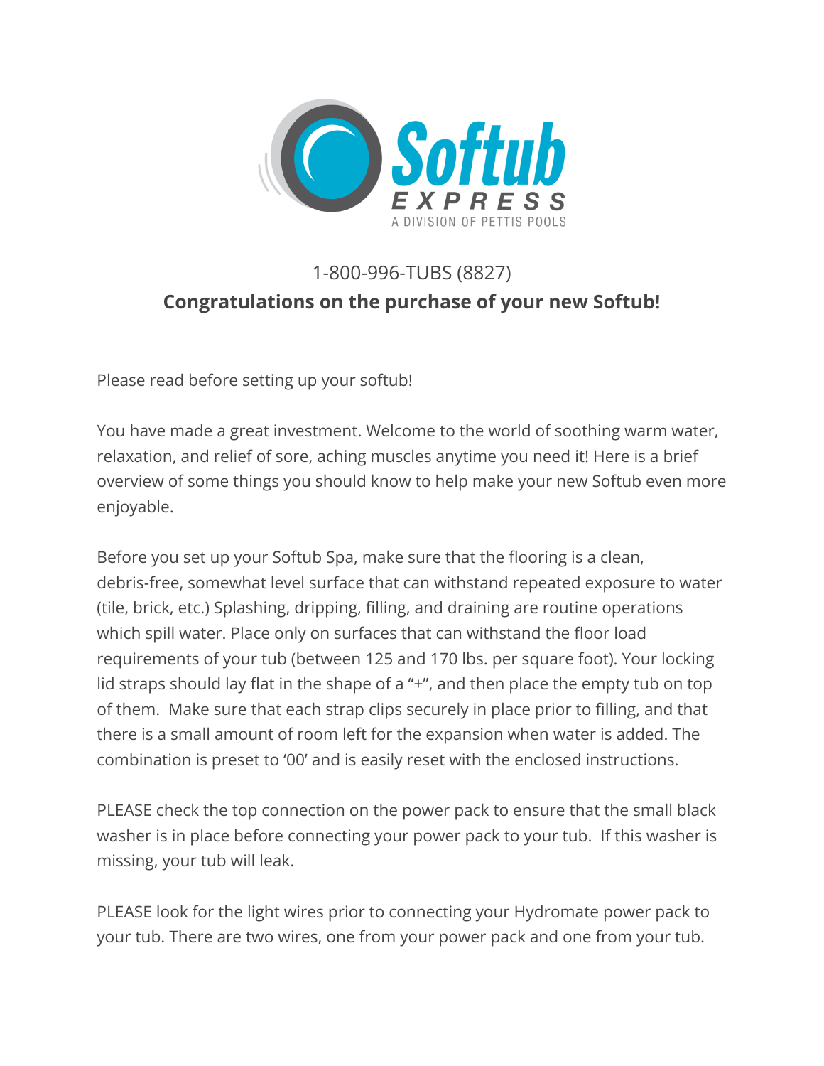Softub EXPRESS
A DIVISION OF PETTIS POOLS

1-800-996-TUBS (8827)

**Congratulations on the purchase of your new Softub!**

Please read before setting up your softub!

You have made a great investment. Welcome to the world of soothing warm water, relaxation, and relief of sore, aching muscles anytime you need it! Here is a brief overview of some things you should know to help make your new Softub even more enjoyable.

Before you set up your Softub Spa, make sure that the flooring is a clean, debris-free, somewhat level surface that can withstand repeated exposure to water (tile, brick, etc.) Splashing, dripping, filling, and draining are routine operations which spill water. Place only on surfaces that can withstand the floor load requirements of your tub (between 125 and 170 lbs. per square foot). Your locking lid straps should lay flat in the shape of a "+", and then place the empty tub on top of them. Make sure that each strap clips securely in place prior to filling, and that there is a small amount of room left for the expansion when water is added. The combination is preset to '00' and is easily reset with the enclosed instructions.

PLEASE check the top connection on the power pack to ensure that the small black washer is in place before connecting your power pack to your tub. If this washer is missing, your tub will leak.

PLEASE look for the light wires prior to connecting your Hydromate power pack to your tub. There are two wires, one from your power pack and one from your tub.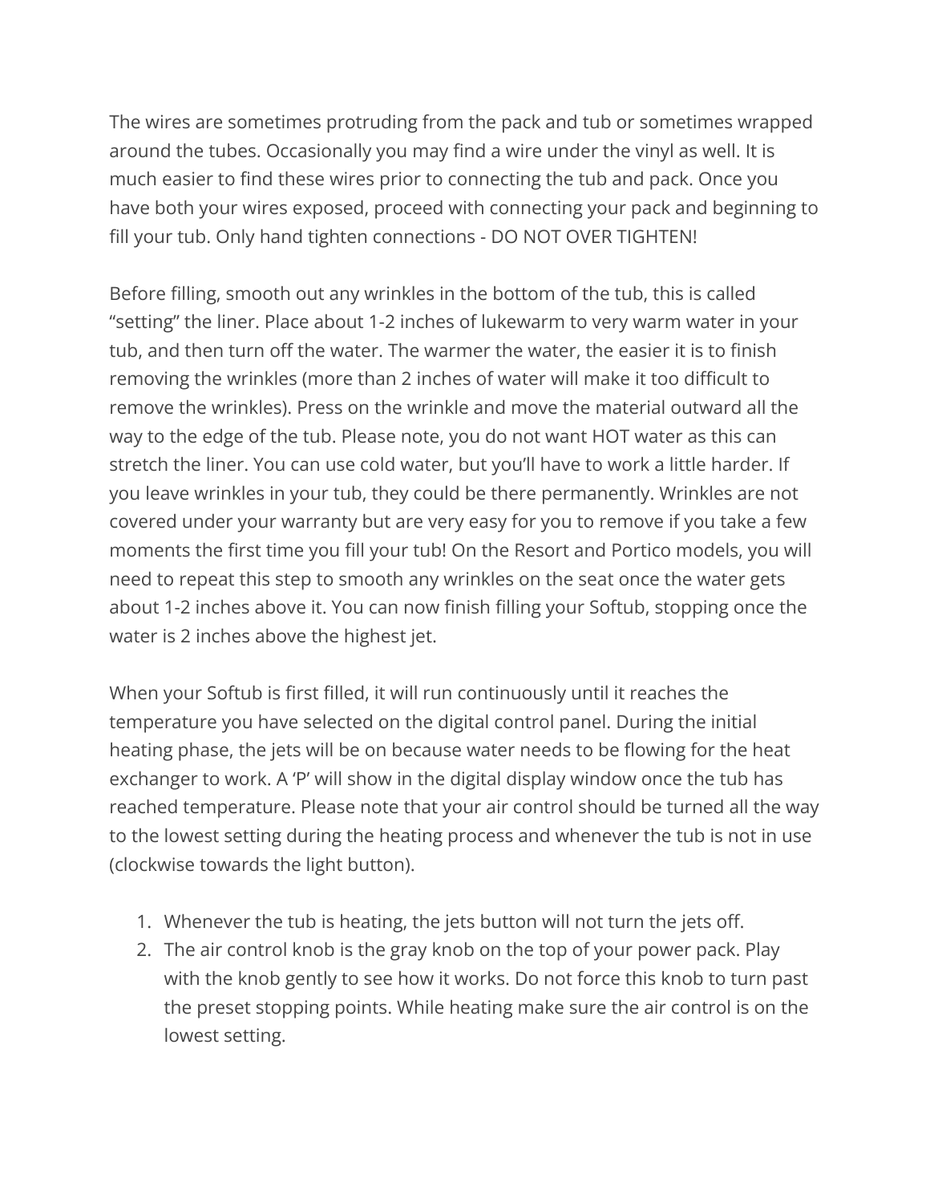The wires are sometimes protruding from the pack and tub or sometimes wrapped around the tubes. Occasionally you may find a wire under the vinyl as well. It is much easier to find these wires prior to connecting the tub and pack. Once you have both your wires exposed, proceed with connecting your pack and beginning to fill your tub. Only hand tighten connections - DO NOT OVER TIGHTEN!

Before filling, smooth out any wrinkles in the bottom of the tub, this is called “setting” the liner. Place about 1-2 inches of lukewarm to very warm water in your tub, and then turn off the water. The warmer the water, the easier it is to finish removing the wrinkles (more than 2 inches of water will make it too difficult to remove the wrinkles). Press on the wrinkle and move the material outward all the way to the edge of the tub. Please note, you do not want HOT water as this can stretch the liner. You can use cold water, but you’ll have to work a little harder. If you leave wrinkles in your tub, they could be there permanently. Wrinkles are not covered under your warranty but are very easy for you to remove if you take a few moments the first time you fill your tub! On the Resort and Portico models, you will need to repeat this step to smooth any wrinkles on the seat once the water gets about 1-2 inches above it. You can now finish filling your Softub, stopping once the water is 2 inches above the highest jet.

When your Softub is first filled, it will run continuously until it reaches the temperature you have selected on the digital control panel. During the initial heating phase, the jets will be on because water needs to be flowing for the heat exchanger to work. A ‘P’ will show in the digital display window once the tub has reached temperature. Please note that your air control should be turned all the way to the lowest setting during the heating process and whenever the tub is not in use (clockwise towards the light button).

1. Whenever the tub is heating, the jets button will not turn the jets off.
2. The air control knob is the gray knob on the top of your power pack. Play with the knob gently to see how it works. Do not force this knob to turn past the preset stopping points. While heating make sure the air control is on the lowest setting.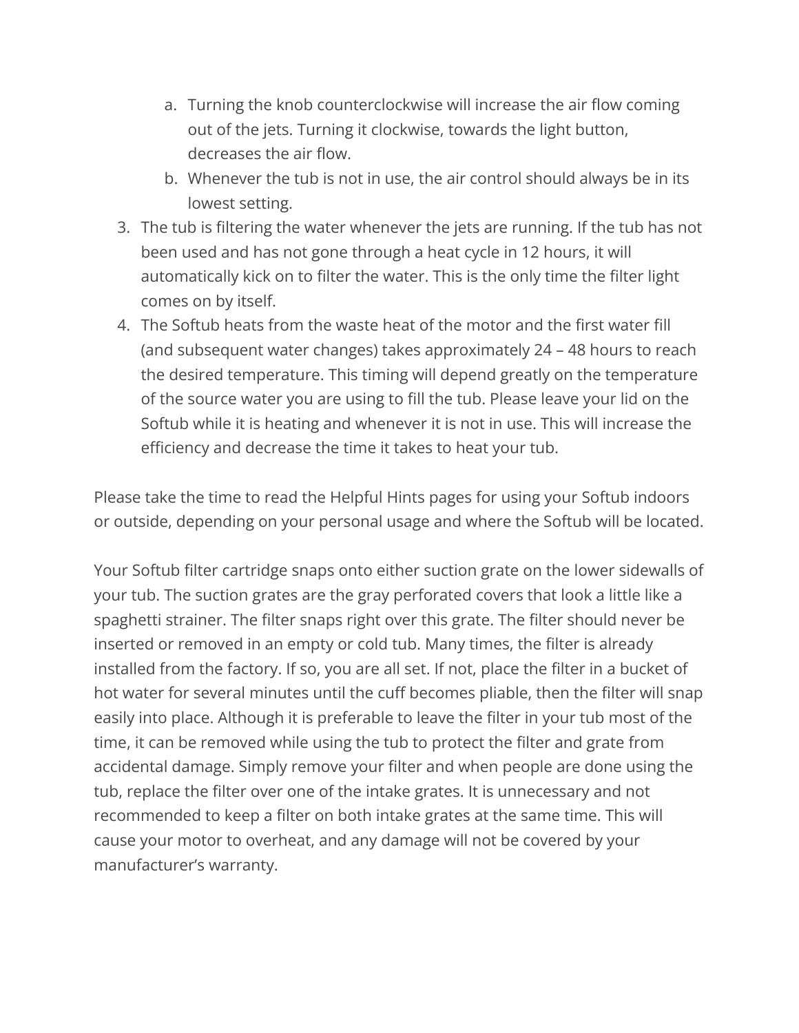a. Turning the knob counterclockwise will increase the air flow coming out of the jets. Turning it clockwise, towards the light button, decreases the air flow.
   b. Whenever the tub is not in use, the air control should always be in its lowest setting.
3. The tub is filtering the water whenever the jets are running. If the tub has not been used and has not gone through a heat cycle in 12 hours, it will automatically kick on to filter the water. This is the only time the filter light comes on by itself.
4. The Softub heats from the waste heat of the motor and the first water fill (and subsequent water changes) takes approximately 24 – 48 hours to reach the desired temperature. This timing will depend greatly on the temperature of the source water you are using to fill the tub. Please leave your lid on the Softub while it is heating and whenever it is not in use. This will increase the efficiency and decrease the time it takes to heat your tub.

Please take the time to read the Helpful Hints pages for using your Softub indoors or outside, depending on your personal usage and where the Softub will be located.

Your Softub filter cartridge snaps onto either suction grate on the lower sidewalls of your tub. The suction grates are the gray perforated covers that look a little like a spaghetti strainer. The filter snaps right over this grate. The filter should never be inserted or removed in an empty or cold tub. Many times, the filter is already installed from the factory. If so, you are all set. If not, place the filter in a bucket of hot water for several minutes until the cuff becomes pliable, then the filter will snap easily into place. Although it is preferable to leave the filter in your tub most of the time, it can be removed while using the tub to protect the filter and grate from accidental damage. Simply remove your filter and when people are done using the tub, replace the filter over one of the intake grates. It is unnecessary and not recommended to keep a filter on both intake grates at the same time. This will cause your motor to overheat, and any damage will not be covered by your manufacturer's warranty.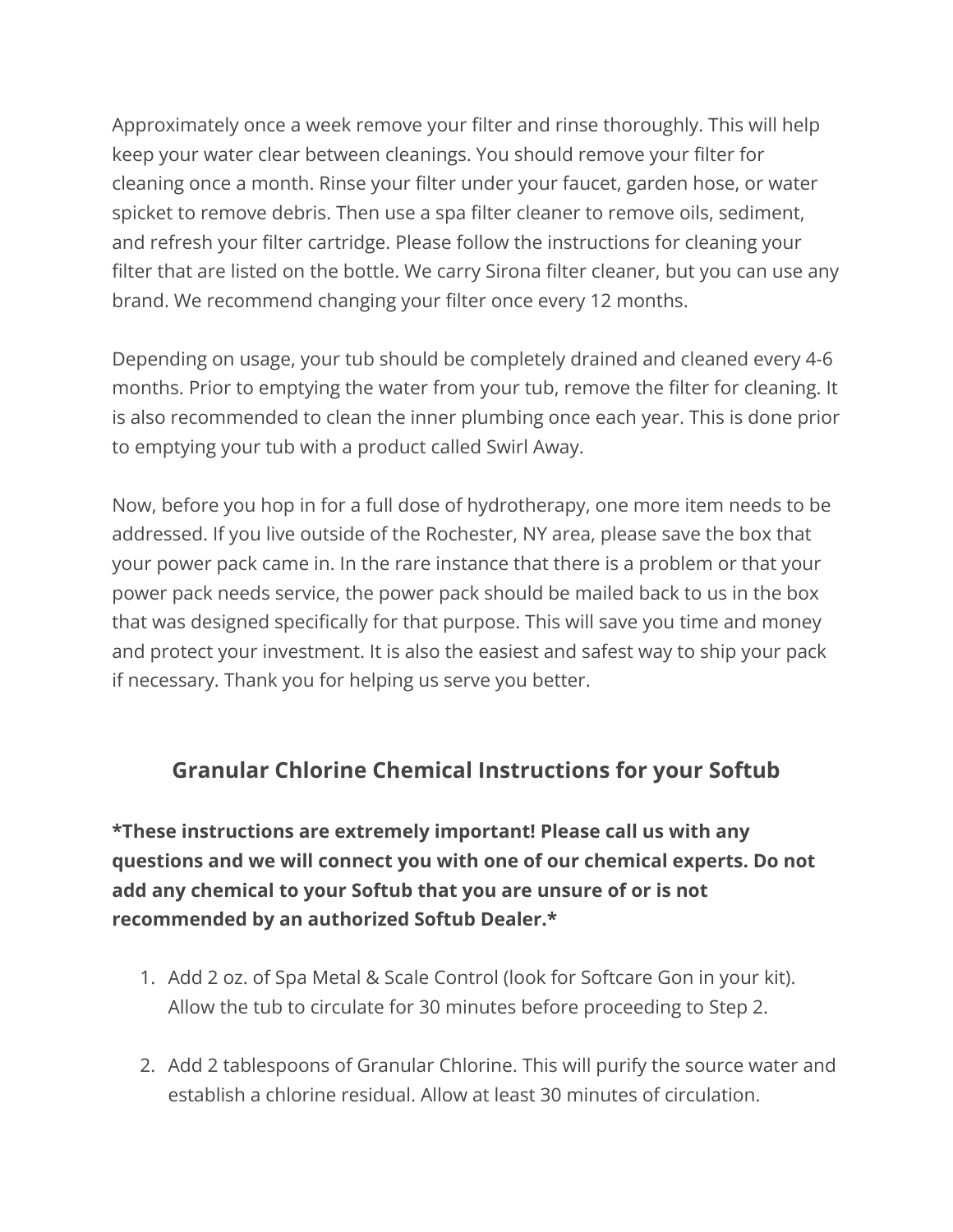Approximately once a week remove your filter and rinse thoroughly. This will help keep your water clear between cleanings. You should remove your filter for cleaning once a month. Rinse your filter under your faucet, garden hose, or water spicket to remove debris. Then use a spa filter cleaner to remove oils, sediment, and refresh your filter cartridge. Please follow the instructions for cleaning your filter that are listed on the bottle. We carry Sirona filter cleaner, but you can use any brand. We recommend changing your filter once every 12 months.

Depending on usage, your tub should be completely drained and cleaned every 4-6 months. Prior to emptying the water from your tub, remove the filter for cleaning. It is also recommended to clean the inner plumbing once each year. This is done prior to emptying your tub with a product called Swirl Away.

Now, before you hop in for a full dose of hydrotherapy, one more item needs to be addressed. If you live outside of the Rochester, NY area, please save the box that your power pack came in. In the rare instance that there is a problem or that your power pack needs service, the power pack should be mailed back to us in the box that was designed specifically for that purpose. This will save you time and money and protect your investment. It is also the easiest and safest way to ship your pack if necessary. Thank you for helping us serve you better.

## Granular Chlorine Chemical Instructions for your Softub

**\*These instructions are extremely important! Please call us with any questions and we will connect you with one of our chemical experts. Do not add any chemical to your Softub that you are unsure of or is not recommended by an authorized Softub Dealer.\***

1. Add 2 oz. of Spa Metal & Scale Control (look for Softcare Gon in your kit). Allow the tub to circulate for 30 minutes before proceeding to Step 2.

2. Add 2 tablespoons of Granular Chlorine. This will purify the source water and establish a chlorine residual. Allow at least 30 minutes of circulation.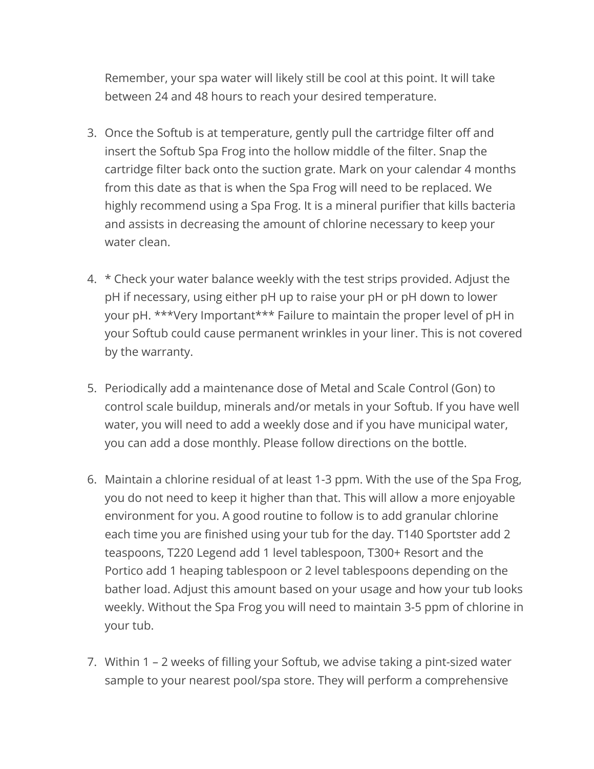Remember, your spa water will likely still be cool at this point. It will take between 24 and 48 hours to reach your desired temperature.

3. Once the Softub is at temperature, gently pull the cartridge filter off and insert the Softub Spa Frog into the hollow middle of the filter. Snap the cartridge filter back onto the suction grate. Mark on your calendar 4 months from this date as that is when the Spa Frog will need to be replaced. We highly recommend using a Spa Frog. It is a mineral purifier that kills bacteria and assists in decreasing the amount of chlorine necessary to keep your water clean.

4. * Check your water balance weekly with the test strips provided. Adjust the pH if necessary, using either pH up to raise your pH or pH down to lower your pH. ***Very Important*** Failure to maintain the proper level of pH in your Softub could cause permanent wrinkles in your liner. This is not covered by the warranty.

5. Periodically add a maintenance dose of Metal and Scale Control (Gon) to control scale buildup, minerals and/or metals in your Softub. If you have well water, you will need to add a weekly dose and if you have municipal water, you can add a dose monthly. Please follow directions on the bottle.

6. Maintain a chlorine residual of at least 1-3 ppm. With the use of the Spa Frog, you do not need to keep it higher than that. This will allow a more enjoyable environment for you. A good routine to follow is to add granular chlorine each time you are finished using your tub for the day. T140 Sportster add 2 teaspoons, T220 Legend add 1 level tablespoon, T300+ Resort and the Portico add 1 heaping tablespoon or 2 level tablespoons depending on the bather load. Adjust this amount based on your usage and how your tub looks weekly. Without the Spa Frog you will need to maintain 3-5 ppm of chlorine in your tub.

7. Within 1 – 2 weeks of filling your Softub, we advise taking a pint-sized water sample to your nearest pool/spa store. They will perform a comprehensive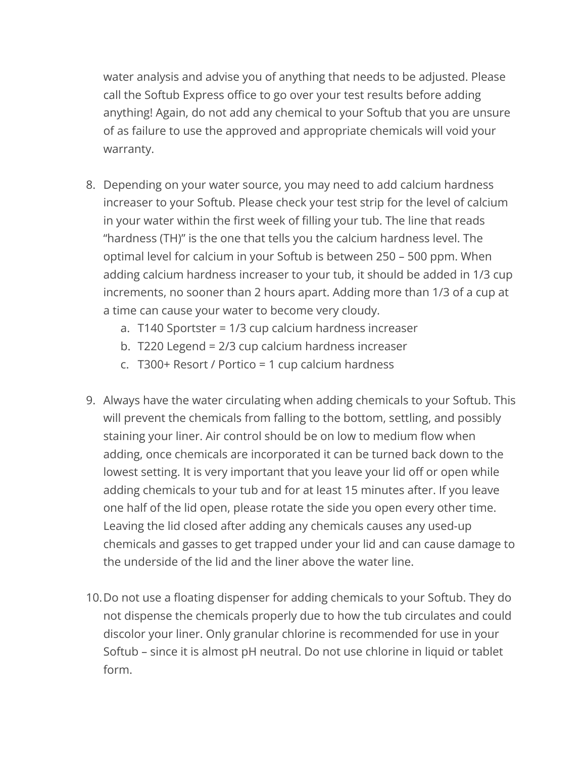water analysis and advise you of anything that needs to be adjusted. Please call the Softub Express office to go over your test results before adding anything! Again, do not add any chemical to your Softub that you are unsure of as failure to use the approved and appropriate chemicals will void your warranty.

8. Depending on your water source, you may need to add calcium hardness increaser to your Softub. Please check your test strip for the level of calcium in your water within the first week of filling your tub. The line that reads “hardness (TH)” is the one that tells you the calcium hardness level. The optimal level for calcium in your Softub is between 250 – 500 ppm. When adding calcium hardness increaser to your tub, it should be added in 1/3 cup increments, no sooner than 2 hours apart. Adding more than 1/3 of a cup at a time can cause your water to become very cloudy.
   a. T140 Sportster = 1/3 cup calcium hardness increaser
   b. T220 Legend = 2/3 cup calcium hardness increaser
   c. T300+ Resort / Portico = 1 cup calcium hardness

9. Always have the water circulating when adding chemicals to your Softub. This will prevent the chemicals from falling to the bottom, settling, and possibly staining your liner. Air control should be on low to medium flow when adding, once chemicals are incorporated it can be turned back down to the lowest setting. It is very important that you leave your lid off or open while adding chemicals to your tub and for at least 15 minutes after. If you leave one half of the lid open, please rotate the side you open every other time. Leaving the lid closed after adding any chemicals causes any used-up chemicals and gasses to get trapped under your lid and can cause damage to the underside of the lid and the liner above the water line.

10. Do not use a floating dispenser for adding chemicals to your Softub. They do not dispense the chemicals properly due to how the tub circulates and could discolor your liner. Only granular chlorine is recommended for use in your Softub – since it is almost pH neutral. Do not use chlorine in liquid or tablet form.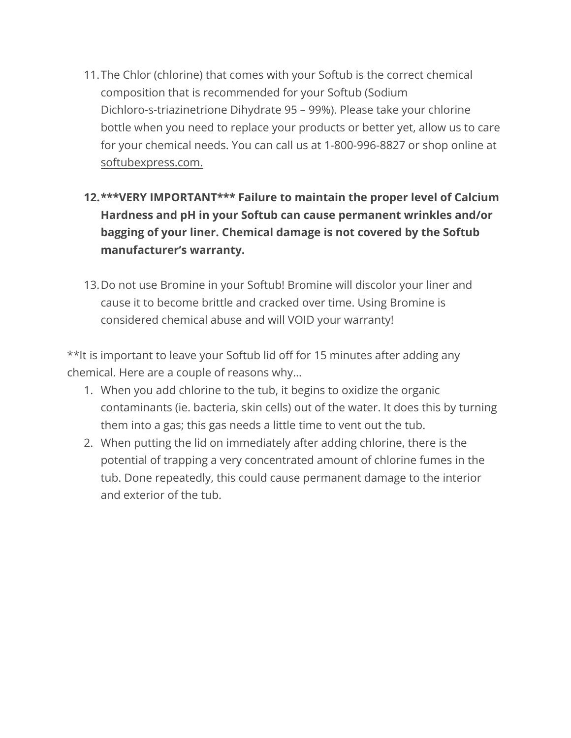11. The Chlor (chlorine) that comes with your Softub is the correct chemical composition that is recommended for your Softub (Sodium Dichloro-s-triazinetrione Dihydrate 95 – 99%). Please take your chlorine bottle when you need to replace your products or better yet, allow us to care for your chemical needs. You can call us at 1-800-996-8827 or shop online at softubexpress.com.

12. **\*\*\*VERY IMPORTANT\*\*\* Failure to maintain the proper level of Calcium Hardness and pH in your Softub can cause permanent wrinkles and/or bagging of your liner. Chemical damage is not covered by the Softub manufacturer's warranty.**

13. Do not use Bromine in your Softub! Bromine will discolor your liner and cause it to become brittle and cracked over time. Using Bromine is considered chemical abuse and will VOID your warranty!

**It is important to leave your Softub lid off for 15 minutes after adding any chemical. Here are a couple of reasons why…

1. When you add chlorine to the tub, it begins to oxidize the organic contaminants (ie. bacteria, skin cells) out of the water. It does this by turning them into a gas; this gas needs a little time to vent out the tub.
2. When putting the lid on immediately after adding chlorine, there is the potential of trapping a very concentrated amount of chlorine fumes in the tub. Done repeatedly, this could cause permanent damage to the interior and exterior of the tub.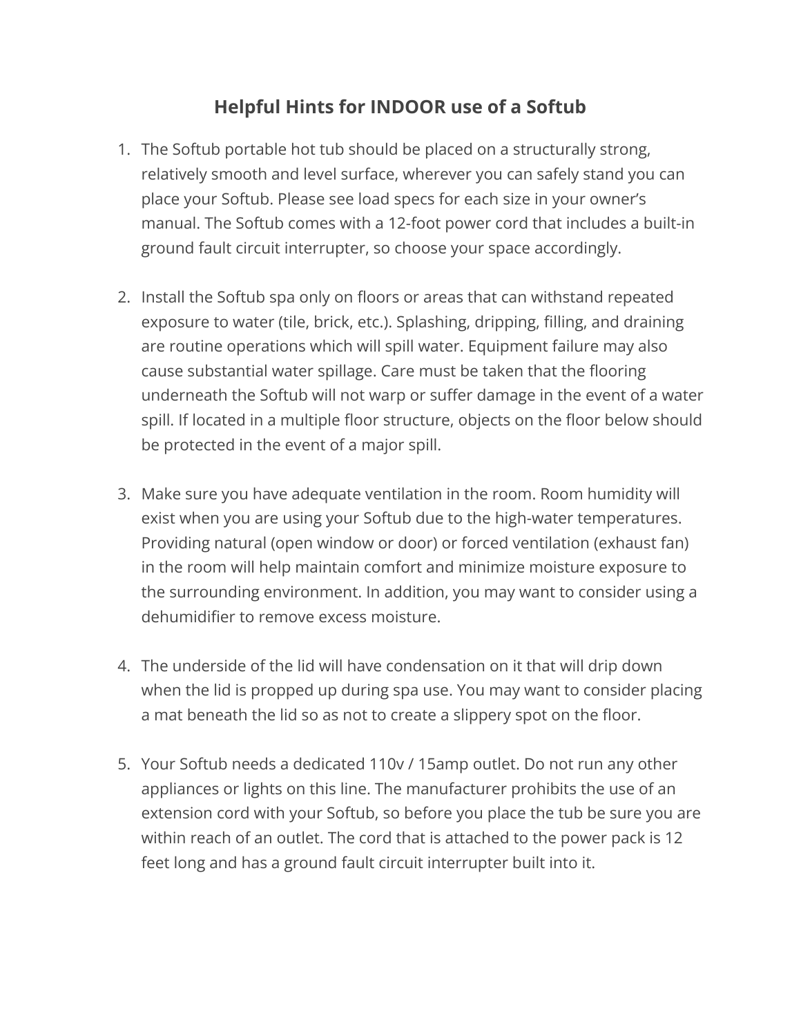## Helpful Hints for INDOOR use of a Softub

1. The Softub portable hot tub should be placed on a structurally strong, relatively smooth and level surface, wherever you can safely stand you can place your Softub. Please see load specs for each size in your owner's manual. The Softub comes with a 12-foot power cord that includes a built-in ground fault circuit interrupter, so choose your space accordingly.

2. Install the Softub spa only on floors or areas that can withstand repeated exposure to water (tile, brick, etc.). Splashing, dripping, filling, and draining are routine operations which will spill water. Equipment failure may also cause substantial water spillage. Care must be taken that the flooring underneath the Softub will not warp or suffer damage in the event of a water spill. If located in a multiple floor structure, objects on the floor below should be protected in the event of a major spill.

3. Make sure you have adequate ventilation in the room. Room humidity will exist when you are using your Softub due to the high-water temperatures. Providing natural (open window or door) or forced ventilation (exhaust fan) in the room will help maintain comfort and minimize moisture exposure to the surrounding environment. In addition, you may want to consider using a dehumidifier to remove excess moisture.

4. The underside of the lid will have condensation on it that will drip down when the lid is propped up during spa use. You may want to consider placing a mat beneath the lid so as not to create a slippery spot on the floor.

5. Your Softub needs a dedicated 110v / 15amp outlet. Do not run any other appliances or lights on this line. The manufacturer prohibits the use of an extension cord with your Softub, so before you place the tub be sure you are within reach of an outlet. The cord that is attached to the power pack is 12 feet long and has a ground fault circuit interrupter built into it.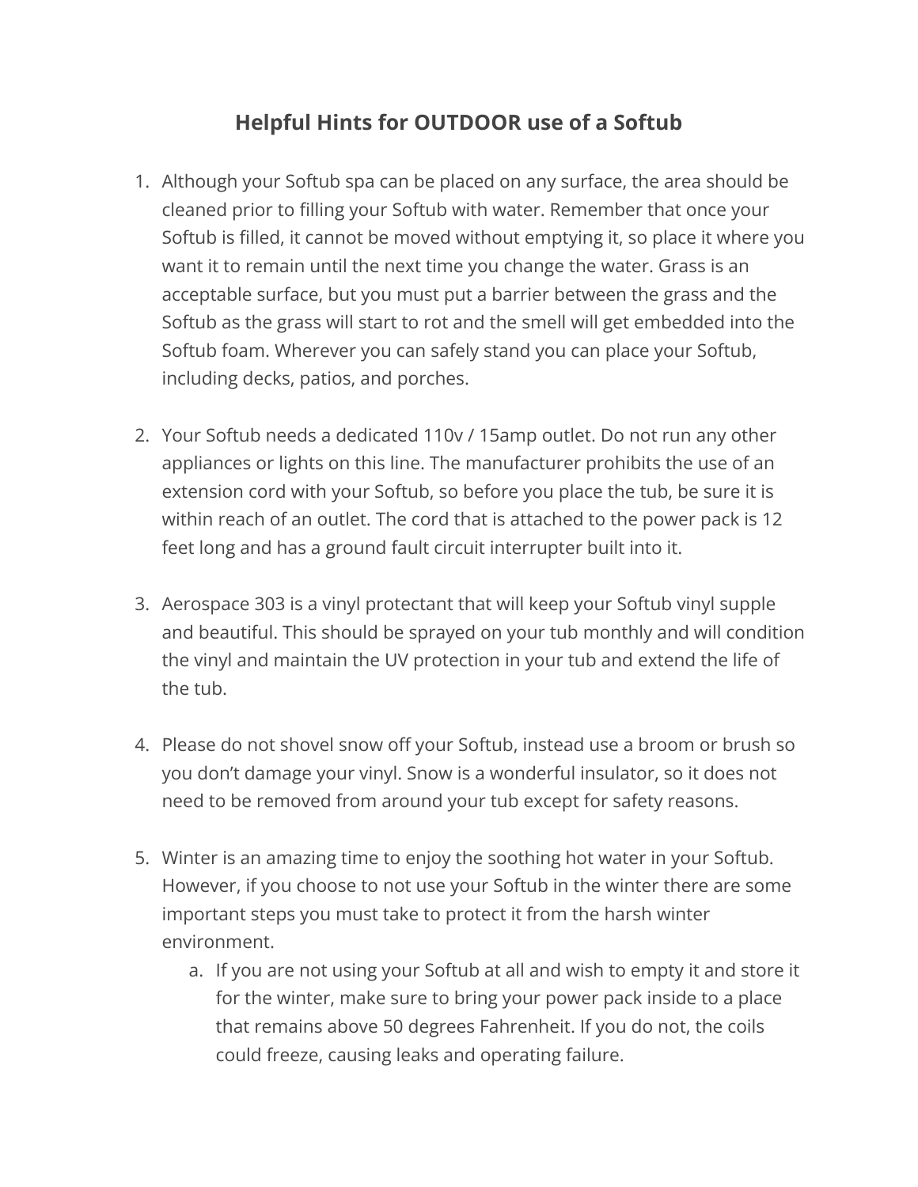## Helpful Hints for OUTDOOR use of a Softub

1. Although your Softub spa can be placed on any surface, the area should be cleaned prior to filling your Softub with water. Remember that once your Softub is filled, it cannot be moved without emptying it, so place it where you want it to remain until the next time you change the water. Grass is an acceptable surface, but you must put a barrier between the grass and the Softub as the grass will start to rot and the smell will get embedded into the Softub foam. Wherever you can safely stand you can place your Softub, including decks, patios, and porches.

2. Your Softub needs a dedicated 110v / 15amp outlet. Do not run any other appliances or lights on this line. The manufacturer prohibits the use of an extension cord with your Softub, so before you place the tub, be sure it is within reach of an outlet. The cord that is attached to the power pack is 12 feet long and has a ground fault circuit interrupter built into it.

3. Aerospace 303 is a vinyl protectant that will keep your Softub vinyl supple and beautiful. This should be sprayed on your tub monthly and will condition the vinyl and maintain the UV protection in your tub and extend the life of the tub.

4. Please do not shovel snow off your Softub, instead use a broom or brush so you don't damage your vinyl. Snow is a wonderful insulator, so it does not need to be removed from around your tub except for safety reasons.

5. Winter is an amazing time to enjoy the soothing hot water in your Softub. However, if you choose to not use your Softub in the winter there are some important steps you must take to protect it from the harsh winter environment.
    a. If you are not using your Softub at all and wish to empty it and store it for the winter, make sure to bring your power pack inside to a place that remains above 50 degrees Fahrenheit. If you do not, the coils could freeze, causing leaks and operating failure.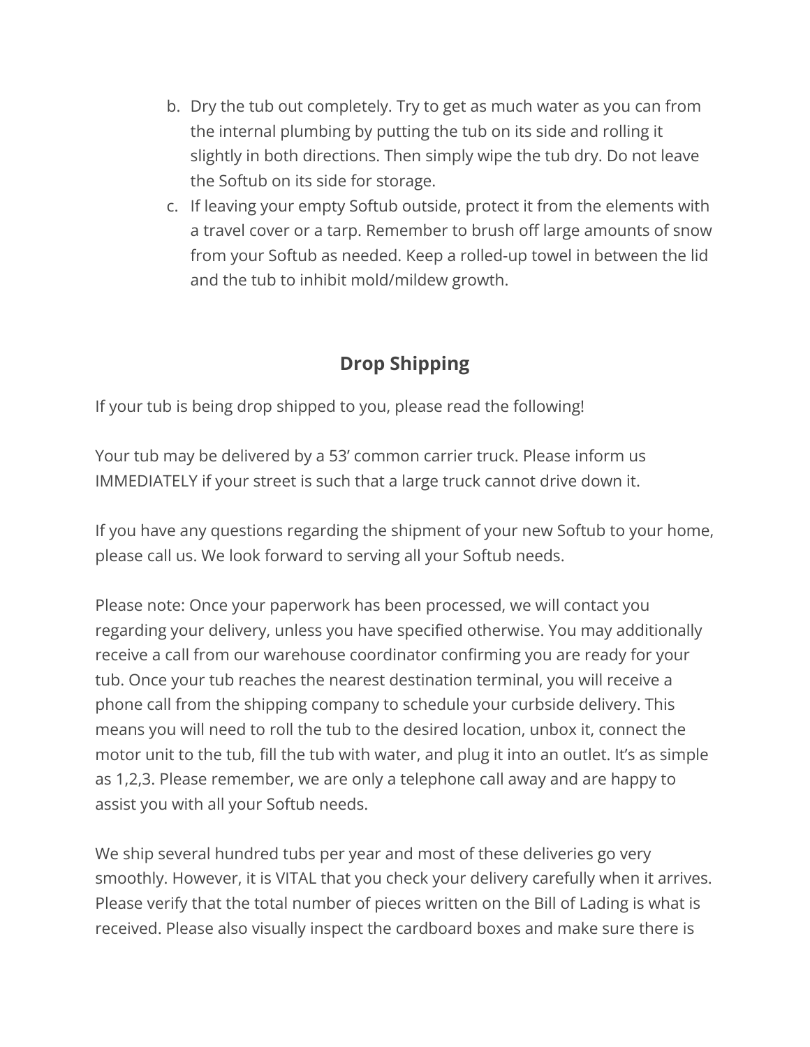b. Dry the tub out completely. Try to get as much water as you can from the internal plumbing by putting the tub on its side and rolling it slightly in both directions. Then simply wipe the tub dry. Do not leave the Softub on its side for storage.
c. If leaving your empty Softub outside, protect it from the elements with a travel cover or a tarp. Remember to brush off large amounts of snow from your Softub as needed. Keep a rolled-up towel in between the lid and the tub to inhibit mold/mildew growth.

## Drop Shipping

If your tub is being drop shipped to you, please read the following!

Your tub may be delivered by a 53’ common carrier truck. Please inform us IMMEDIATELY if your street is such that a large truck cannot drive down it.

If you have any questions regarding the shipment of your new Softub to your home, please call us. We look forward to serving all your Softub needs.

Please note: Once your paperwork has been processed, we will contact you regarding your delivery, unless you have specified otherwise. You may additionally receive a call from our warehouse coordinator confirming you are ready for your tub. Once your tub reaches the nearest destination terminal, you will receive a phone call from the shipping company to schedule your curbside delivery. This means you will need to roll the tub to the desired location, unbox it, connect the motor unit to the tub, fill the tub with water, and plug it into an outlet. It’s as simple as 1,2,3. Please remember, we are only a telephone call away and are happy to assist you with all your Softub needs.

We ship several hundred tubs per year and most of these deliveries go very smoothly. However, it is VITAL that you check your delivery carefully when it arrives. Please verify that the total number of pieces written on the Bill of Lading is what is received. Please also visually inspect the cardboard boxes and make sure there is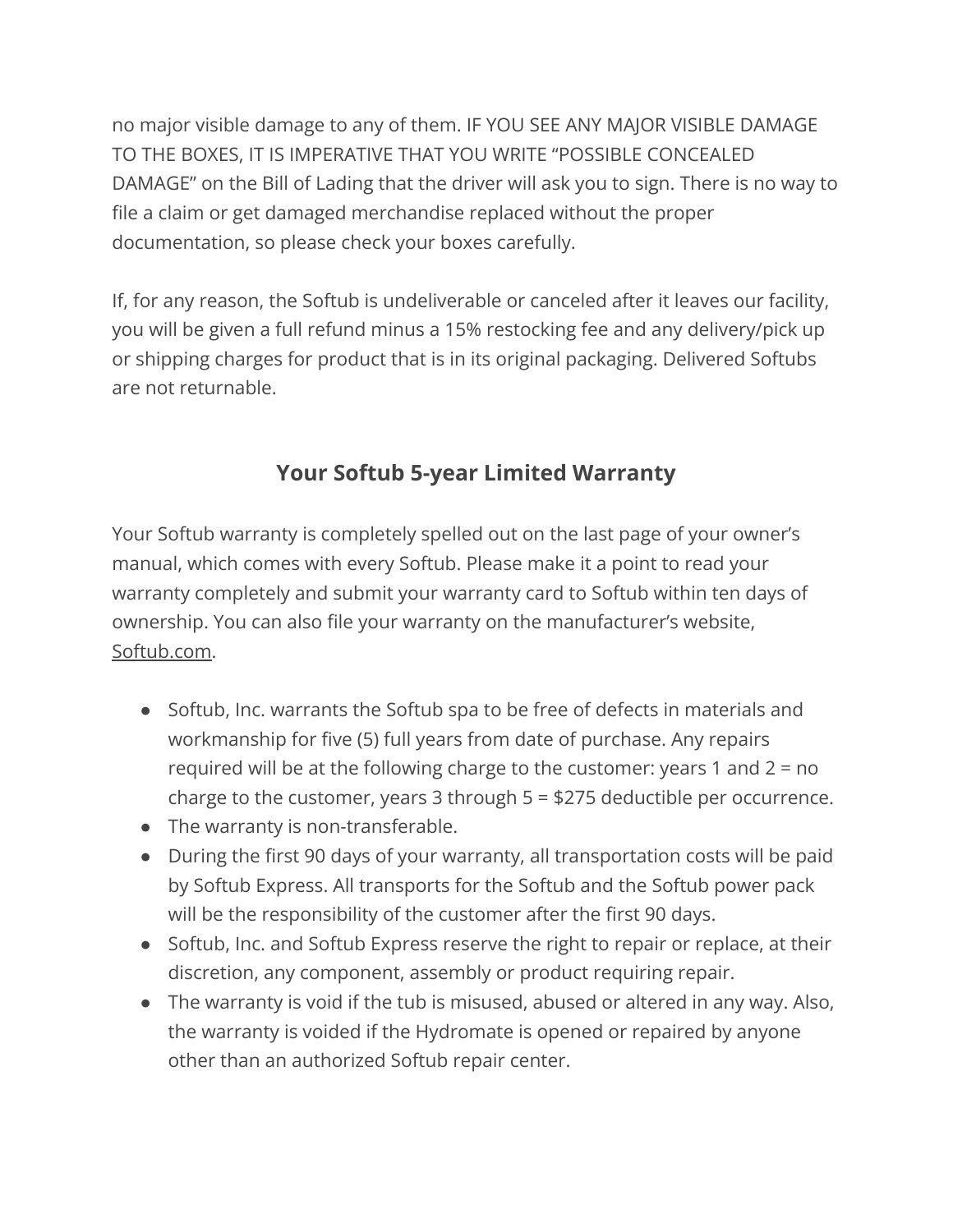no major visible damage to any of them. IF YOU SEE ANY MAJOR VISIBLE DAMAGE TO THE BOXES, IT IS IMPERATIVE THAT YOU WRITE "POSSIBLE CONCEALED DAMAGE" on the Bill of Lading that the driver will ask you to sign. There is no way to file a claim or get damaged merchandise replaced without the proper documentation, so please check your boxes carefully.

If, for any reason, the Softub is undeliverable or canceled after it leaves our facility, you will be given a full refund minus a 15% restocking fee and any delivery/pick up or shipping charges for product that is in its original packaging. Delivered Softubs are not returnable.

## Your Softub 5-year Limited Warranty

Your Softub warranty is completely spelled out on the last page of your owner's manual, which comes with every Softub. Please make it a point to read your warranty completely and submit your warranty card to Softub within ten days of ownership. You can also file your warranty on the manufacturer's website, Softub.com.

- Softub, Inc. warrants the Softub spa to be free of defects in materials and workmanship for five (5) full years from date of purchase. Any repairs required will be at the following charge to the customer: years 1 and 2 = no charge to the customer, years 3 through 5 = $275 deductible per occurrence.
- The warranty is non-transferable.
- During the first 90 days of your warranty, all transportation costs will be paid by Softub Express. All transports for the Softub and the Softub power pack will be the responsibility of the customer after the first 90 days.
- Softub, Inc. and Softub Express reserve the right to repair or replace, at their discretion, any component, assembly or product requiring repair.
- The warranty is void if the tub is misused, abused or altered in any way. Also, the warranty is voided if the Hydromate is opened or repaired by anyone other than an authorized Softub repair center.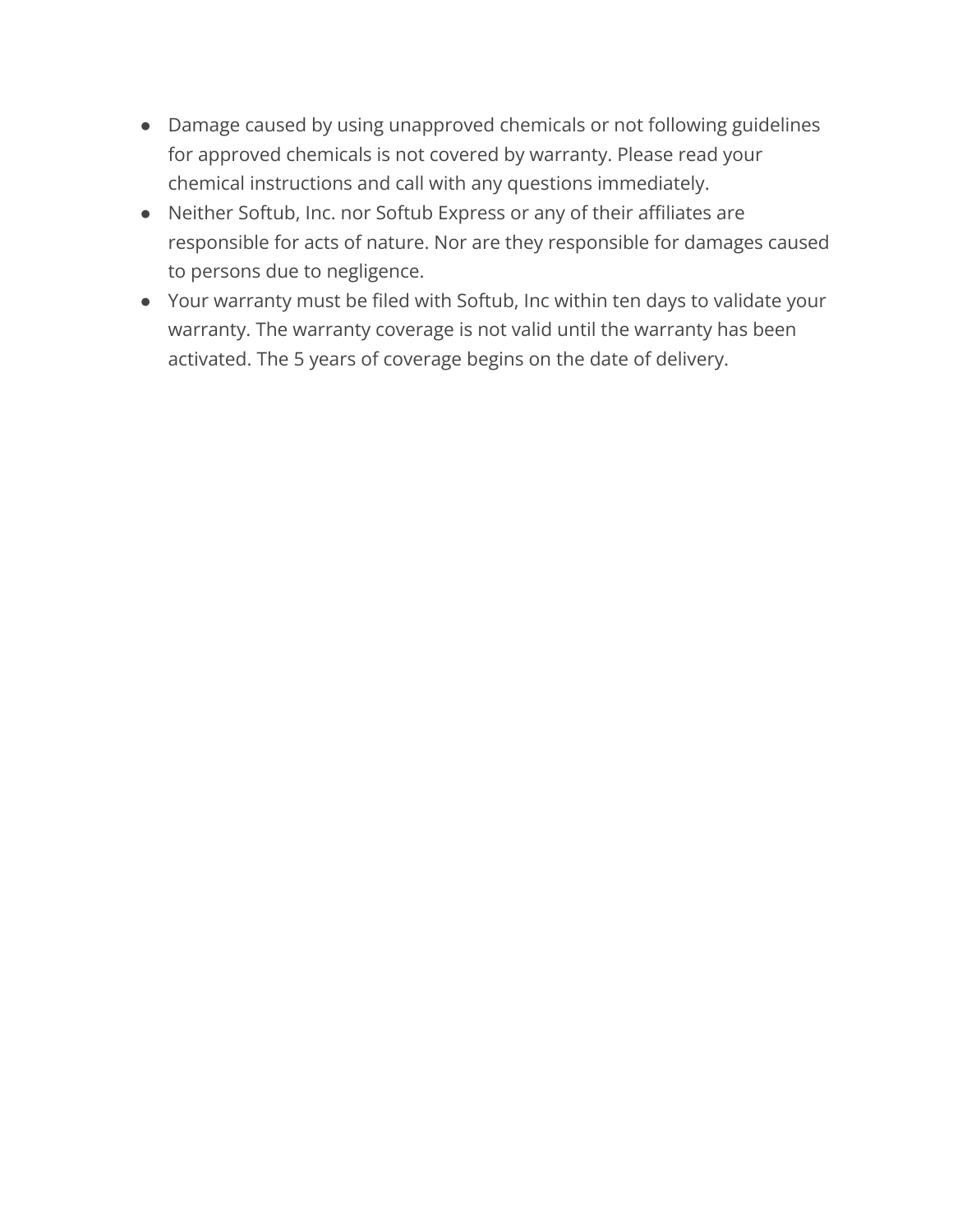- Damage caused by using unapproved chemicals or not following guidelines for approved chemicals is not covered by warranty. Please read your chemical instructions and call with any questions immediately.
- Neither Softub, Inc. nor Softub Express or any of their affiliates are responsible for acts of nature. Nor are they responsible for damages caused to persons due to negligence.
- Your warranty must be filed with Softub, Inc within ten days to validate your warranty. The warranty coverage is not valid until the warranty has been activated. The 5 years of coverage begins on the date of delivery.